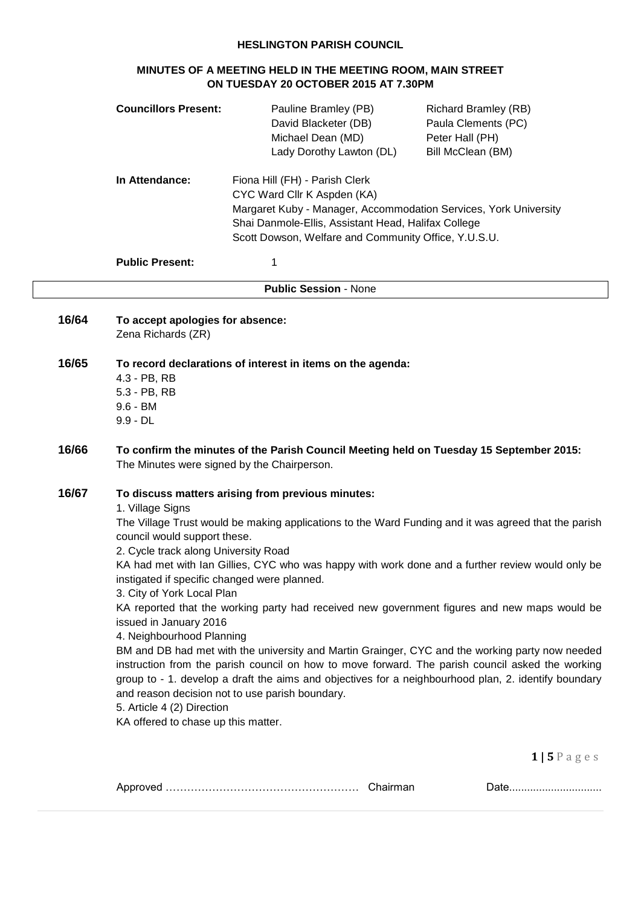# HESLINGTON PARISH COUNCIL

## MINUTES OF A MEETING HELD IN THE MEETING ROOM, MAIN STREET ON TUESDAY 20 OCTOBER 2015 AT 7.30PM

**Councillors Present:**

| | |
|---|---|
| Pauline Bramley (PB) | Richard Bramley (RB) |
| David Blacketer (DB) | Paula Clements (PC) |
| Michael Dean (MD) | Peter Hall (PH) |
| Lady Dorothy Lawton (DL) | Bill McClean (BM) |

**In Attendance:**
Fiona Hill (FH) - Parish Clerk
CYC Ward Cllr K Aspden (KA)
Margaret Kuby - Manager, Accommodation Services, York University
Shai Danmole-Ellis, Assistant Head, Halifax College
Scott Dowson, Welfare and Community Office, Y.U.S.U.

**Public Present:** 1

**Public Session** - None

**16/64 To accept apologies for absence:**
Zena Richards (ZR)

**16/65 To record declarations of interest in items on the agenda:**
4.3 - PB, RB
5.3 - PB, RB
9.6 - BM
9.9 - DL

**16/66 To confirm the minutes of the Parish Council Meeting held on Tuesday 15 September 2015:**
The Minutes were signed by the Chairperson.

**16/67 To discuss matters arising from previous minutes:**

1. Village Signs
The Village Trust would be making applications to the Ward Funding and it was agreed that the parish council would support these.

2. Cycle track along University Road
KA had met with Ian Gillies, CYC who was happy with work done and a further review would only be instigated if specific changed were planned.

3. City of York Local Plan
KA reported that the working party had received new government figures and new maps would be issued in January 2016

4. Neighbourhood Planning
BM and DB had met with the university and Martin Grainger, CYC and the working party now needed instruction from the parish council on how to move forward. The parish council asked the working group to - 1. develop a draft the aims and objectives for a neighbourhood plan, 2. identify boundary and reason decision not to use parish boundary.

5. Article 4 (2) Direction
KA offered to chase up this matter.

Approved ……………………………………………… Chairman Date..............................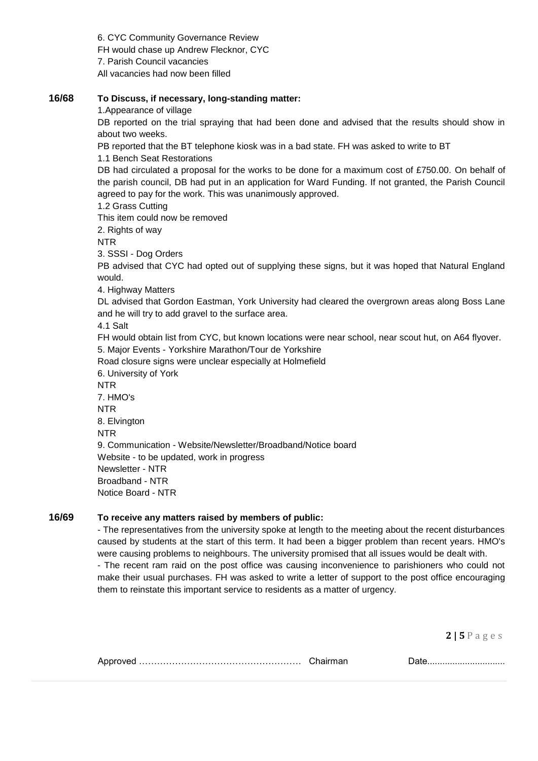6. CYC Community Governance Review
FH would chase up Andrew Flecknor, CYC
7. Parish Council vacancies
All vacancies had now been filled

**16/68 To Discuss, if necessary, long-standing matter:**

1.Appearance of village
DB reported on the trial spraying that had been done and advised that the results should show in about two weeks.
PB reported that the BT telephone kiosk was in a bad state. FH was asked to write to BT
1.1 Bench Seat Restorations
DB had circulated a proposal for the works to be done for a maximum cost of £750.00. On behalf of the parish council, DB had put in an application for Ward Funding. If not granted, the Parish Council agreed to pay for the work. This was unanimously approved.
1.2 Grass Cutting
This item could now be removed
2. Rights of way
NTR
3. SSSI - Dog Orders
PB advised that CYC had opted out of supplying these signs, but it was hoped that Natural England would.
4. Highway Matters
DL advised that Gordon Eastman, York University had cleared the overgrown areas along Boss Lane and he will try to add gravel to the surface area.
4.1 Salt
FH would obtain list from CYC, but known locations were near school, near scout hut, on A64 flyover.
5. Major Events - Yorkshire Marathon/Tour de Yorkshire
Road closure signs were unclear especially at Holmefield
6. University of York
NTR
7. HMO's
NTR
8. Elvington
NTR
9. Communication - Website/Newsletter/Broadband/Notice board
Website - to be updated, work in progress
Newsletter - NTR
Broadband - NTR
Notice Board - NTR

**16/69 To receive any matters raised by members of public:**

- The representatives from the university spoke at length to the meeting about the recent disturbances caused by students at the start of this term. It had been a bigger problem than recent years. HMO's were causing problems to neighbours. The university promised that all issues would be dealt with.
- The recent ram raid on the post office was causing inconvenience to parishioners who could not make their usual purchases. FH was asked to write a letter of support to the post office encouraging them to reinstate this important service to residents as a matter of urgency.

Approved …………………………………………… Chairman Date..............................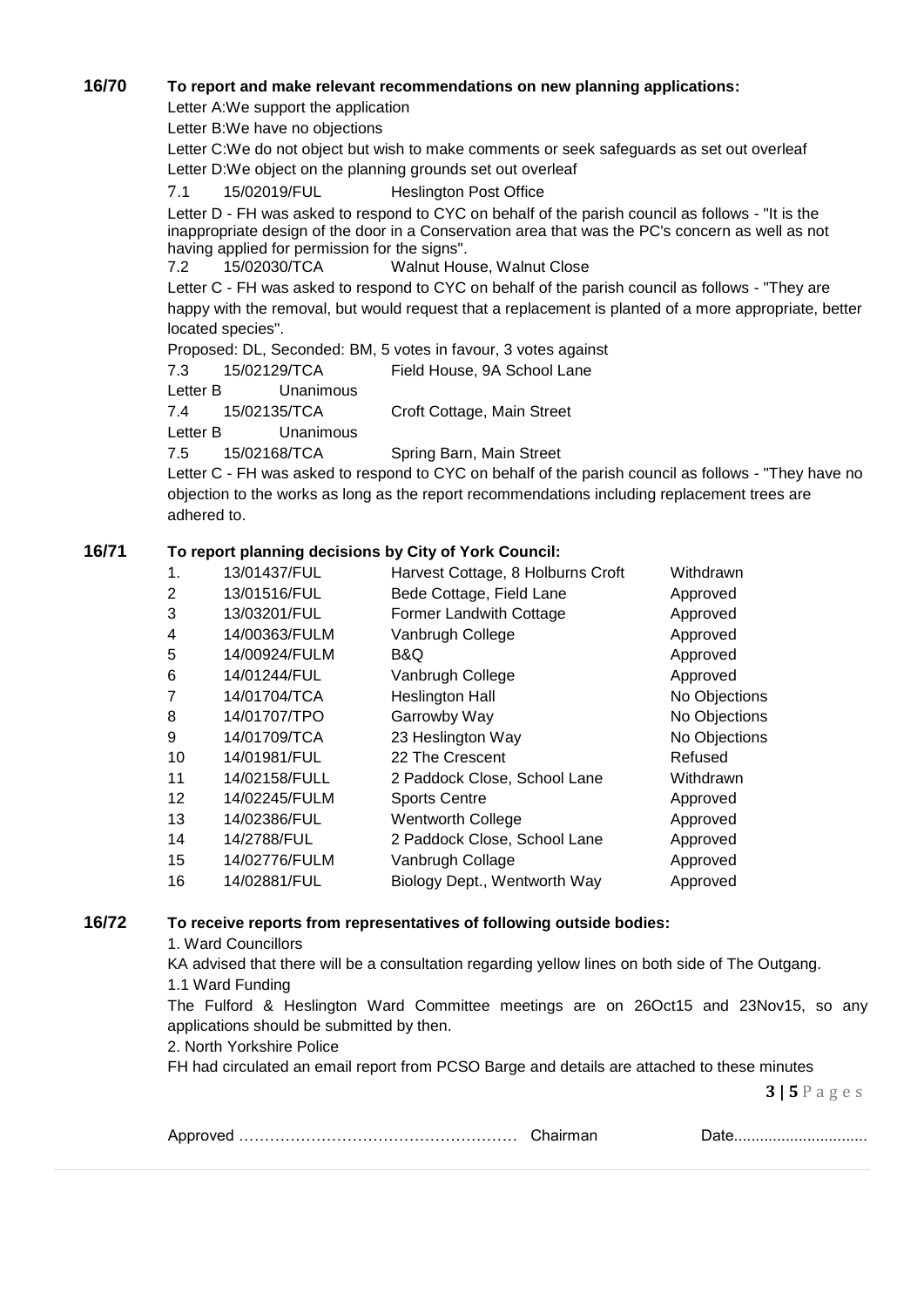**16/70 To report and make relevant recommendations on new planning applications:**

Letter A:We support the application

Letter B:We have no objections

Letter C:We do not object but wish to make comments or seek safeguards as set out overleaf

Letter D:We object on the planning grounds set out overleaf

7.1 15/02019/FUL Heslington Post Office

Letter D - FH was asked to respond to CYC on behalf of the parish council as follows - "It is the inappropriate design of the door in a Conservation area that was the PC's concern as well as not having applied for permission for the signs".

7.2 15/02030/TCA Walnut House, Walnut Close

Letter C - FH was asked to respond to CYC on behalf of the parish council as follows - "They are happy with the removal, but would request that a replacement is planted of a more appropriate, better located species".

Proposed: DL, Seconded: BM, 5 votes in favour, 3 votes against

7.3 15/02129/TCA Field House, 9A School Lane

Letter B Unanimous

7.4 15/02135/TCA Croft Cottage, Main Street

Letter B Unanimous

7.5 15/02168/TCA Spring Barn, Main Street

Letter C - FH was asked to respond to CYC on behalf of the parish council as follows - "They have no objection to the works as long as the report recommendations including replacement trees are adhered to.

**16/71 To report planning decisions by City of York Council:**

| | | | |
|---|---|---|---|
| 1. | 13/01437/FUL | Harvest Cottage, 8 Holburns Croft | Withdrawn |
| 2 | 13/01516/FUL | Bede Cottage, Field Lane | Approved |
| 3 | 13/03201/FUL | Former Landwith Cottage | Approved |
| 4 | 14/00363/FULM | Vanbrugh College | Approved |
| 5 | 14/00924/FULM | B&Q | Approved |
| 6 | 14/01244/FUL | Vanbrugh College | Approved |
| 7 | 14/01704/TCA | Heslington Hall | No Objections |
| 8 | 14/01707/TPO | Garrowby Way | No Objections |
| 9 | 14/01709/TCA | 23 Heslington Way | No Objections |
| 10 | 14/01981/FUL | 22 The Crescent | Refused |
| 11 | 14/02158/FULL | 2 Paddock Close, School Lane | Withdrawn |
| 12 | 14/02245/FULM | Sports Centre | Approved |
| 13 | 14/02386/FUL | Wentworth College | Approved |
| 14 | 14/2788/FUL | 2 Paddock Close, School Lane | Approved |
| 15 | 14/02776/FULM | Vanbrugh Collage | Approved |
| 16 | 14/02881/FUL | Biology Dept., Wentworth Way | Approved |

**16/72 To receive reports from representatives of following outside bodies:**

1. Ward Councillors

KA advised that there will be a consultation regarding yellow lines on both side of The Outgang.

1.1 Ward Funding

The Fulford & Heslington Ward Committee meetings are on 26Oct15 and 23Nov15, so any applications should be submitted by then.

2. North Yorkshire Police

FH had circulated an email report from PCSO Barge and details are attached to these minutes

Approved …………………………………………… Chairman Date..............................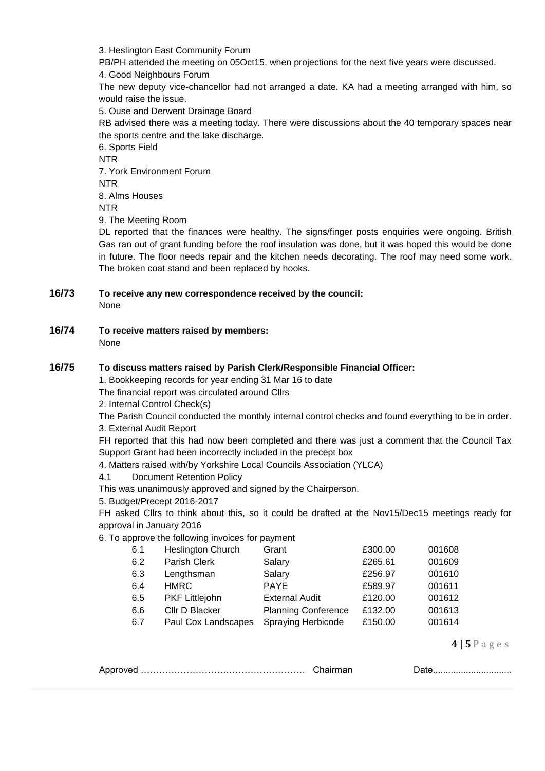3. Heslington East Community Forum

PB/PH attended the meeting on 05Oct15, when projections for the next five years were discussed.

4. Good Neighbours Forum

The new deputy vice-chancellor had not arranged a date. KA had a meeting arranged with him, so would raise the issue.

5. Ouse and Derwent Drainage Board

RB advised there was a meeting today. There were discussions about the 40 temporary spaces near the sports centre and the lake discharge.

6. Sports Field

NTR

7. York Environment Forum

NTR

8. Alms Houses

NTR

9. The Meeting Room

DL reported that the finances were healthy. The signs/finger posts enquiries were ongoing. British Gas ran out of grant funding before the roof insulation was done, but it was hoped this would be done in future. The floor needs repair and the kitchen needs decorating. The roof may need some work. The broken coat stand and been replaced by hooks.

**16/73 To receive any new correspondence received by the council:**

None

**16/74 To receive matters raised by members:**

None

**16/75 To discuss matters raised by Parish Clerk/Responsible Financial Officer:**

1. Bookkeeping records for year ending 31 Mar 16 to date

The financial report was circulated around Cllrs

2. Internal Control Check(s)

The Parish Council conducted the monthly internal control checks and found everything to be in order.

3. External Audit Report

FH reported that this had now been completed and there was just a comment that the Council Tax Support Grant had been incorrectly included in the precept box

4. Matters raised with/by Yorkshire Local Councils Association (YLCA)

4.1 Document Retention Policy

This was unanimously approved and signed by the Chairperson.

5. Budget/Precept 2016-2017

FH asked Cllrs to think about this, so it could be drafted at the Nov15/Dec15 meetings ready for approval in January 2016

6. To approve the following invoices for payment

| | | | | |
|---|---|---|---|---|
| 6.1 | Heslington Church | Grant | £300.00 | 001608 |
| 6.2 | Parish Clerk | Salary | £265.61 | 001609 |
| 6.3 | Lengthsman | Salary | £256.97 | 001610 |
| 6.4 | HMRC | PAYE | £589.97 | 001611 |
| 6.5 | PKF Littlejohn | External Audit | £120.00 | 001612 |
| 6.6 | Cllr D Blacker | Planning Conference | £132.00 | 001613 |
| 6.7 | Paul Cox Landscapes | Spraying Herbicode | £150.00 | 001614 |

Approved ……………………………………………… Chairman Date..............................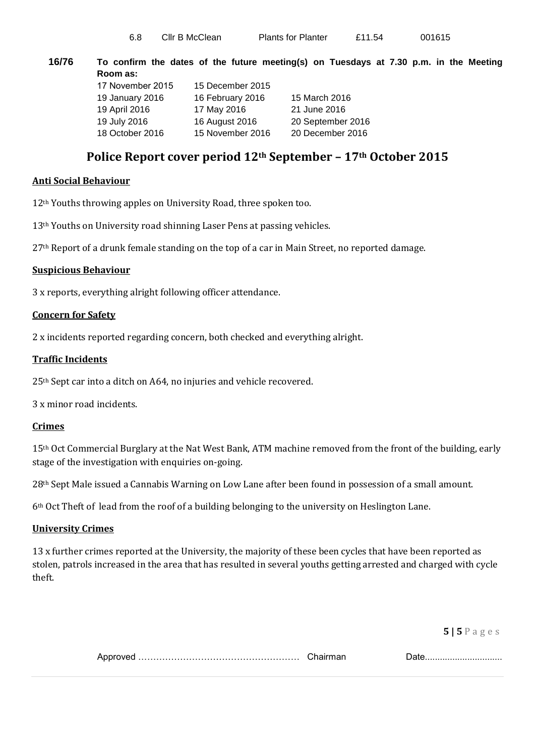| | | | | |
|---|---|---|---|---|
| 6.8 | Cllr B McClean | Plants for Planter | £11.54 | 001615 |

**16/76** **To confirm the dates of the future meeting(s) on Tuesdays at 7.30 p.m. in the Meeting Room as:**

| | | |
|---|---|---|
| 17 November 2015 | 15 December 2015 | |
| 19 January 2016 | 16 February 2016 | 15 March 2016 |
| 19 April 2016 | 17 May 2016 | 21 June 2016 |
| 19 July 2016 | 16 August 2016 | 20 September 2016 |
| 18 October 2016 | 15 November 2016 | 20 December 2016 |

# Police Report cover period 12th September – 17th October 2015

**Anti Social Behaviour**

12th Youths throwing apples on University Road, three spoken too.

13th Youths on University road shinning Laser Pens at passing vehicles.

27th Report of a drunk female standing on the top of a car in Main Street, no reported damage.

**Suspicious Behaviour**

3 x reports, everything alright following officer attendance.

**Concern for Safety**

2 x incidents reported regarding concern, both checked and everything alright.

**Traffic Incidents**

25th Sept car into a ditch on A64, no injuries and vehicle recovered.

3 x minor road incidents.

**Crimes**

15th Oct Commercial Burglary at the Nat West Bank, ATM machine removed from the front of the building, early stage of the investigation with enquiries on-going.

28th Sept Male issued a Cannabis Warning on Low Lane after been found in possession of a small amount.

6th Oct Theft of lead from the roof of a building belonging to the university on Heslington Lane.

**University Crimes**

13 x further crimes reported at the University, the majority of these been cycles that have been reported as stolen, patrols increased in the area that has resulted in several youths getting arrested and charged with cycle theft.

Approved ……………………………………………… Chairman Date..............................